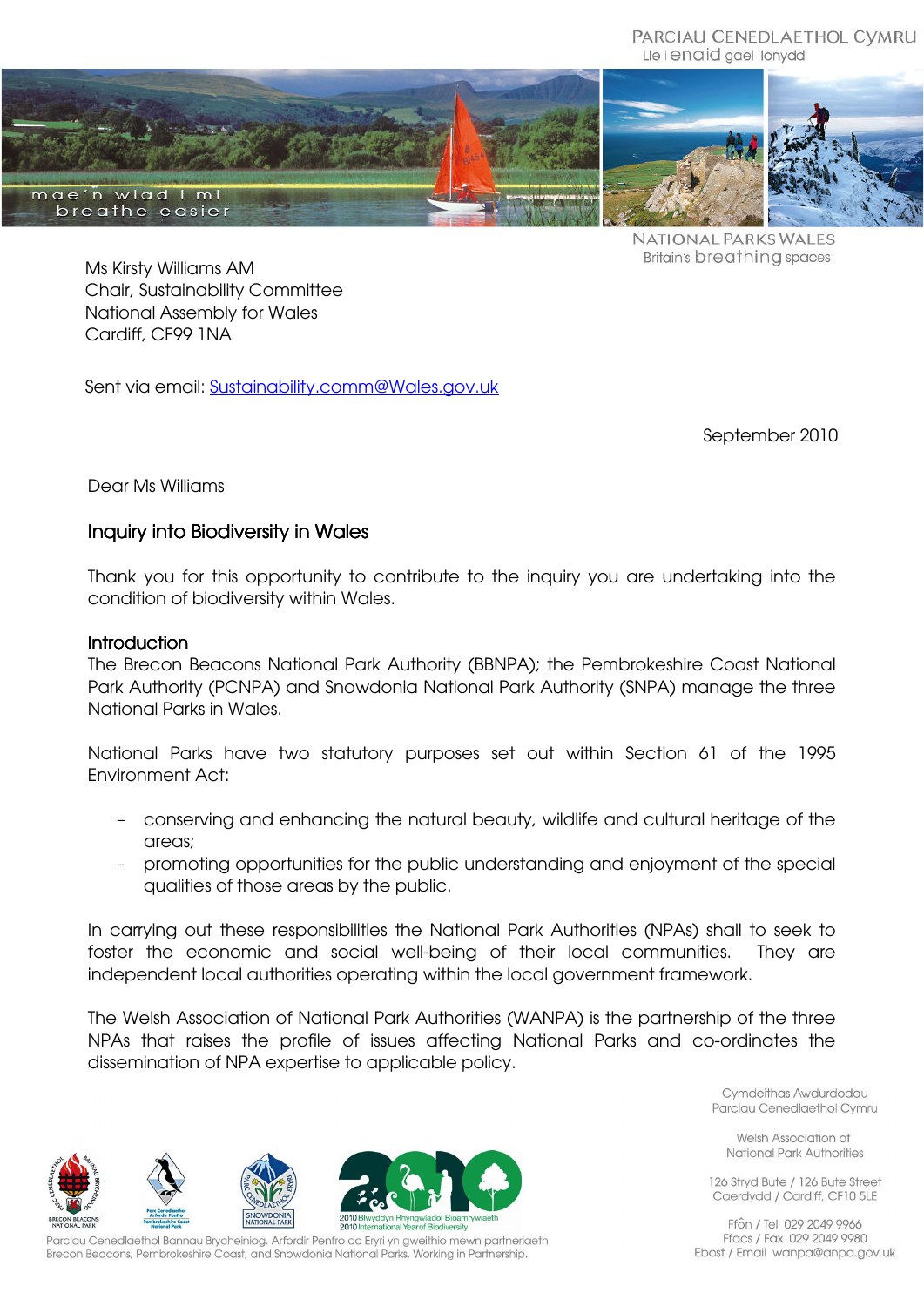PARCIAU CENEDLAETHOL CYMRU
Lle i enaid gael llonydd

mae'n wlad i mi
breathe easier

NATIONAL PARKS WALES
Britain's breathing spaces

Ms Kirsty Williams AM
Chair, Sustainability Committee
National Assembly for Wales
Cardiff, CF99 1NA

Sent via email: Sustainability.comm@Wales.gov.uk

September 2010

Dear Ms Williams

## Inquiry into Biodiversity in Wales

Thank you for this opportunity to contribute to the inquiry you are undertaking into the condition of biodiversity within Wales.

### Introduction

The Brecon Beacons National Park Authority (BBNPA); the Pembrokeshire Coast National Park Authority (PCNPA) and Snowdonia National Park Authority (SNPA) manage the three National Parks in Wales.

National Parks have two statutory purposes set out within Section 61 of the 1995 Environment Act:

- conserving and enhancing the natural beauty, wildlife and cultural heritage of the areas;
- promoting opportunities for the public understanding and enjoyment of the special qualities of those areas by the public.

In carrying out these responsibilities the National Park Authorities (NPAs) shall to seek to foster the economic and social well-being of their local communities. They are independent local authorities operating within the local government framework.

The Welsh Association of National Park Authorities (WANPA) is the partnership of the three NPAs that raises the profile of issues affecting National Parks and co-ordinates the dissemination of NPA expertise to applicable policy.

Cymdeithas Awdurdodau Parciau Cenedlaethol Cymru

Welsh Association of National Park Authorities

126 Stryd Bute / 126 Bute Street
Caerdydd / Cardiff, CF10 5LE

Ffôn / Tel 029 2049 9966
Ffacs / Fax 029 2049 9980
Ebost / Email wanpa@anpa.gov.uk

2010 Blwyddyn Rhyngwladol Bioamrywiaeth
2010 International Year of Biodiversity

Parciau Cenedlaethol Bannau Brycheiniog, Arfordir Penfro ac Eryri yn gweithio mewn partneriaeth
Brecon Beacons, Pembrokeshire Coast, and Snowdonia National Parks. Working in Partnership.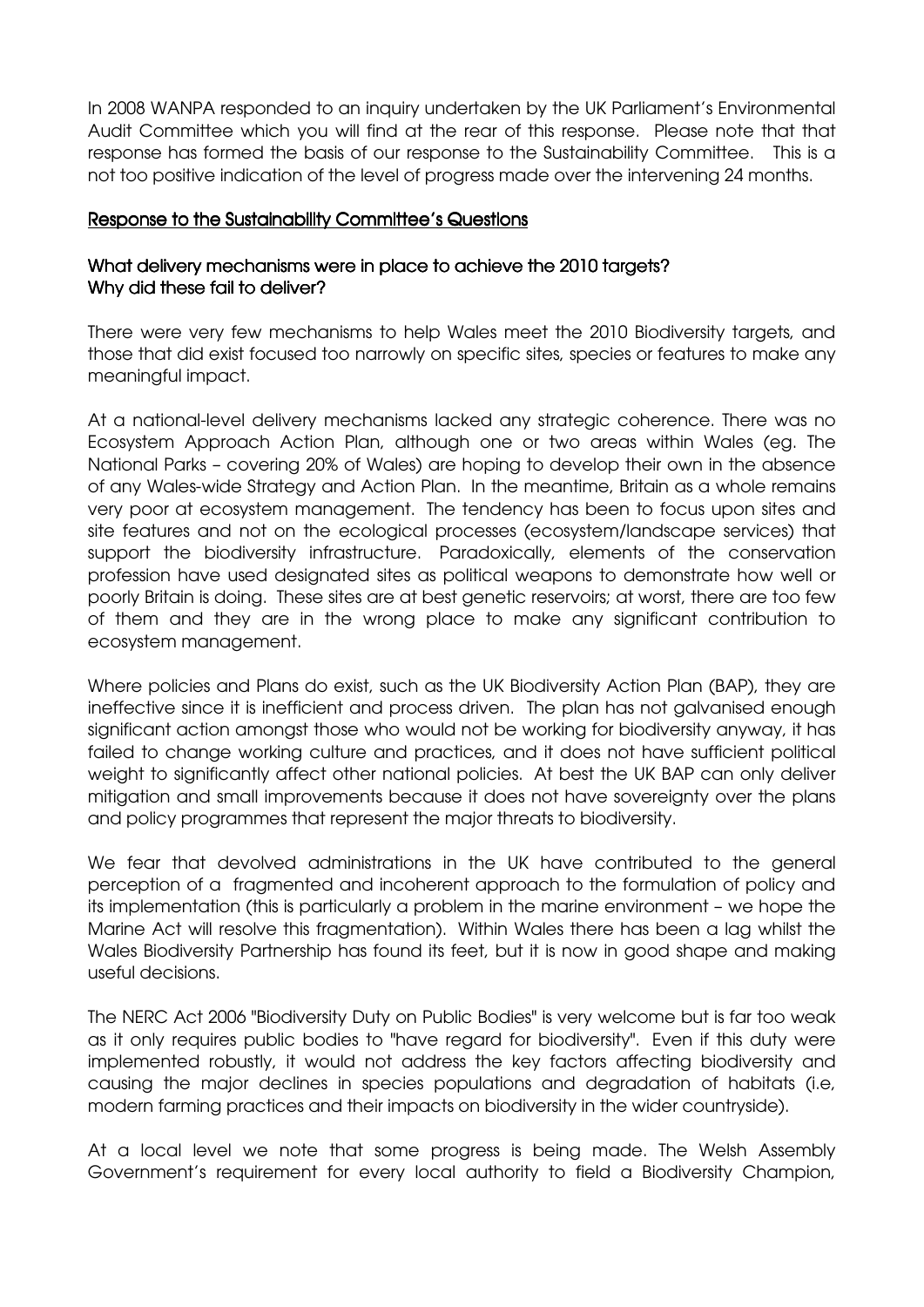In 2008 WANPA responded to an inquiry undertaken by the UK Parliament's Environmental Audit Committee which you will find at the rear of this response. Please note that that response has formed the basis of our response to the Sustainability Committee. This is a not too positive indication of the level of progress made over the intervening 24 months.

## Response to the Sustainability Committee's Questions

### What delivery mechanisms were in place to achieve the 2010 targets? Why did these fail to deliver?

There were very few mechanisms to help Wales meet the 2010 Biodiversity targets, and those that did exist focused too narrowly on specific sites, species or features to make any meaningful impact.

At a national-level delivery mechanisms lacked any strategic coherence. There was no Ecosystem Approach Action Plan, although one or two areas within Wales (eg. The National Parks – covering 20% of Wales) are hoping to develop their own in the absence of any Wales-wide Strategy and Action Plan. In the meantime, Britain as a whole remains very poor at ecosystem management. The tendency has been to focus upon sites and site features and not on the ecological processes (ecosystem/landscape services) that support the biodiversity infrastructure. Paradoxically, elements of the conservation profession have used designated sites as political weapons to demonstrate how well or poorly Britain is doing. These sites are at best genetic reservoirs; at worst, there are too few of them and they are in the wrong place to make any significant contribution to ecosystem management.

Where policies and Plans do exist, such as the UK Biodiversity Action Plan (BAP), they are ineffective since it is inefficient and process driven. The plan has not galvanised enough significant action amongst those who would not be working for biodiversity anyway, it has failed to change working culture and practices, and it does not have sufficient political weight to significantly affect other national policies. At best the UK BAP can only deliver mitigation and small improvements because it does not have sovereignty over the plans and policy programmes that represent the major threats to biodiversity.

We fear that devolved administrations in the UK have contributed to the general perception of a fragmented and incoherent approach to the formulation of policy and its implementation (this is particularly a problem in the marine environment – we hope the Marine Act will resolve this fragmentation). Within Wales there has been a lag whilst the Wales Biodiversity Partnership has found its feet, but it is now in good shape and making useful decisions.

The NERC Act 2006 "Biodiversity Duty on Public Bodies" is very welcome but is far too weak as it only requires public bodies to "have regard for biodiversity". Even if this duty were implemented robustly, it would not address the key factors affecting biodiversity and causing the major declines in species populations and degradation of habitats (i.e, modern farming practices and their impacts on biodiversity in the wider countryside).

At a local level we note that some progress is being made. The Welsh Assembly Government's requirement for every local authority to field a Biodiversity Champion,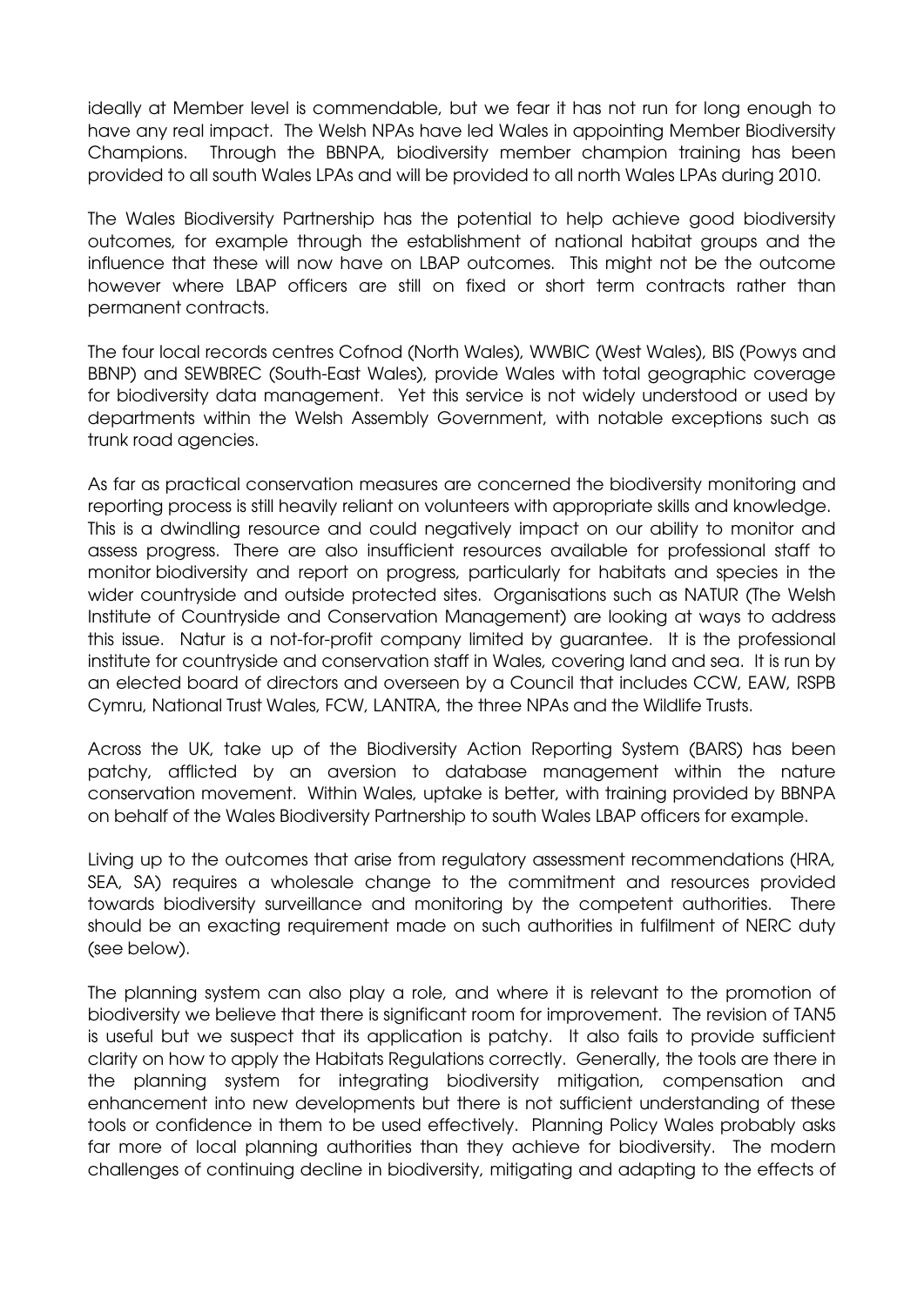ideally at Member level is commendable, but we fear it has not run for long enough to have any real impact. The Welsh NPAs have led Wales in appointing Member Biodiversity Champions. Through the BBNPA, biodiversity member champion training has been provided to all south Wales LPAs and will be provided to all north Wales LPAs during 2010.

The Wales Biodiversity Partnership has the potential to help achieve good biodiversity outcomes, for example through the establishment of national habitat groups and the influence that these will now have on LBAP outcomes. This might not be the outcome however where LBAP officers are still on fixed or short term contracts rather than permanent contracts.

The four local records centres Cofnod (North Wales), WWBIC (West Wales), BIS (Powys and BBNP) and SEWBREC (South-East Wales), provide Wales with total geographic coverage for biodiversity data management. Yet this service is not widely understood or used by departments within the Welsh Assembly Government, with notable exceptions such as trunk road agencies.

As far as practical conservation measures are concerned the biodiversity monitoring and reporting process is still heavily reliant on volunteers with appropriate skills and knowledge. This is a dwindling resource and could negatively impact on our ability to monitor and assess progress. There are also insufficient resources available for professional staff to monitor biodiversity and report on progress, particularly for habitats and species in the wider countryside and outside protected sites. Organisations such as NATUR (The Welsh Institute of Countryside and Conservation Management) are looking at ways to address this issue. Natur is a not-for-profit company limited by guarantee. It is the professional institute for countryside and conservation staff in Wales, covering land and sea. It is run by an elected board of directors and overseen by a Council that includes CCW, EAW, RSPB Cymru, National Trust Wales, FCW, LANTRA, the three NPAs and the Wildlife Trusts.

Across the UK, take up of the Biodiversity Action Reporting System (BARS) has been patchy, afflicted by an aversion to database management within the nature conservation movement. Within Wales, uptake is better, with training provided by BBNPA on behalf of the Wales Biodiversity Partnership to south Wales LBAP officers for example.

Living up to the outcomes that arise from regulatory assessment recommendations (HRA, SEA, SA) requires a wholesale change to the commitment and resources provided towards biodiversity surveillance and monitoring by the competent authorities. There should be an exacting requirement made on such authorities in fulfilment of NERC duty (see below).

The planning system can also play a role, and where it is relevant to the promotion of biodiversity we believe that there is significant room for improvement. The revision of TAN5 is useful but we suspect that its application is patchy. It also fails to provide sufficient clarity on how to apply the Habitats Regulations correctly. Generally, the tools are there in the planning system for integrating biodiversity mitigation, compensation and enhancement into new developments but there is not sufficient understanding of these tools or confidence in them to be used effectively. Planning Policy Wales probably asks far more of local planning authorities than they achieve for biodiversity. The modern challenges of continuing decline in biodiversity, mitigating and adapting to the effects of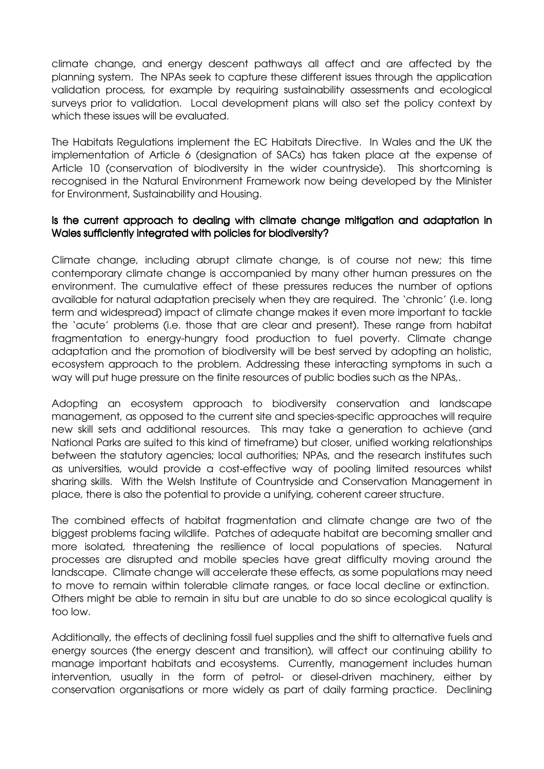climate change, and energy descent pathways all affect and are affected by the planning system. The NPAs seek to capture these different issues through the application validation process, for example by requiring sustainability assessments and ecological surveys prior to validation. Local development plans will also set the policy context by which these issues will be evaluated.

The Habitats Regulations implement the EC Habitats Directive. In Wales and the UK the implementation of Article 6 (designation of SACs) has taken place at the expense of Article 10 (conservation of biodiversity in the wider countryside). This shortcoming is recognised in the Natural Environment Framework now being developed by the Minister for Environment, Sustainability and Housing.

### Is the current approach to dealing with climate change mitigation and adaptation in Wales sufficiently integrated with policies for biodiversity?

Climate change, including abrupt climate change, is of course not new; this time contemporary climate change is accompanied by many other human pressures on the environment. The cumulative effect of these pressures reduces the number of options available for natural adaptation precisely when they are required. The 'chronic' (i.e. long term and widespread) impact of climate change makes it even more important to tackle the 'acute' problems (i.e. those that are clear and present). These range from habitat fragmentation to energy-hungry food production to fuel poverty. Climate change adaptation and the promotion of biodiversity will be best served by adopting an holistic, ecosystem approach to the problem. Addressing these interacting symptoms in such a way will put huge pressure on the finite resources of public bodies such as the NPAs,.

Adopting an ecosystem approach to biodiversity conservation and landscape management, as opposed to the current site and species-specific approaches will require new skill sets and additional resources. This may take a generation to achieve (and National Parks are suited to this kind of timeframe) but closer, unified working relationships between the statutory agencies; local authorities; NPAs, and the research institutes such as universities, would provide a cost-effective way of pooling limited resources whilst sharing skills. With the Welsh Institute of Countryside and Conservation Management in place, there is also the potential to provide a unifying, coherent career structure.

The combined effects of habitat fragmentation and climate change are two of the biggest problems facing wildlife. Patches of adequate habitat are becoming smaller and more isolated, threatening the resilience of local populations of species. Natural processes are disrupted and mobile species have great difficulty moving around the landscape. Climate change will accelerate these effects, as some populations may need to move to remain within tolerable climate ranges, or face local decline or extinction. Others might be able to remain in situ but are unable to do so since ecological quality is too low.

Additionally, the effects of declining fossil fuel supplies and the shift to alternative fuels and energy sources (the energy descent and transition), will affect our continuing ability to manage important habitats and ecosystems. Currently, management includes human intervention, usually in the form of petrol- or diesel-driven machinery, either by conservation organisations or more widely as part of daily farming practice. Declining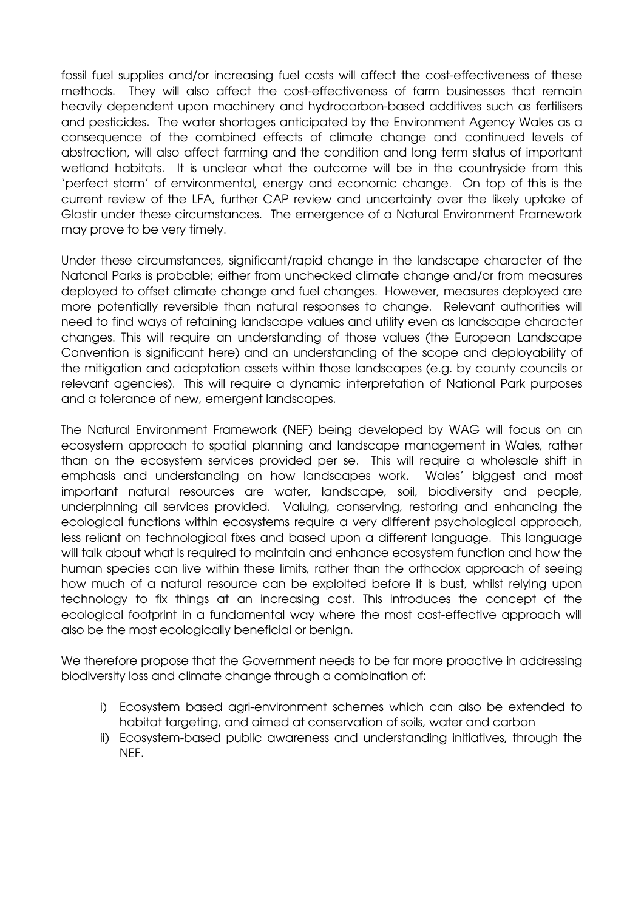fossil fuel supplies and/or increasing fuel costs will affect the cost-effectiveness of these methods. They will also affect the cost-effectiveness of farm businesses that remain heavily dependent upon machinery and hydrocarbon-based additives such as fertilisers and pesticides. The water shortages anticipated by the Environment Agency Wales as a consequence of the combined effects of climate change and continued levels of abstraction, will also affect farming and the condition and long term status of important wetland habitats. It is unclear what the outcome will be in the countryside from this 'perfect storm' of environmental, energy and economic change. On top of this is the current review of the LFA, further CAP review and uncertainty over the likely uptake of Glastir under these circumstances. The emergence of a Natural Environment Framework may prove to be very timely.

Under these circumstances, significant/rapid change in the landscape character of the Natonal Parks is probable; either from unchecked climate change and/or from measures deployed to offset climate change and fuel changes. However, measures deployed are more potentially reversible than natural responses to change. Relevant authorities will need to find ways of retaining landscape values and utility even as landscape character changes. This will require an understanding of those values (the European Landscape Convention is significant here) and an understanding of the scope and deployability of the mitigation and adaptation assets within those landscapes (e.g. by county councils or relevant agencies). This will require a dynamic interpretation of National Park purposes and a tolerance of new, emergent landscapes.

The Natural Environment Framework (NEF) being developed by WAG will focus on an ecosystem approach to spatial planning and landscape management in Wales, rather than on the ecosystem services provided per se. This will require a wholesale shift in emphasis and understanding on how landscapes work. Wales' biggest and most important natural resources are water, landscape, soil, biodiversity and people, underpinning all services provided. Valuing, conserving, restoring and enhancing the ecological functions within ecosystems require a very different psychological approach, less reliant on technological fixes and based upon a different language. This language will talk about what is required to maintain and enhance ecosystem function and how the human species can live within these limits, rather than the orthodox approach of seeing how much of a natural resource can be exploited before it is bust, whilst relying upon technology to fix things at an increasing cost. This introduces the concept of the ecological footprint in a fundamental way where the most cost-effective approach will also be the most ecologically beneficial or benign.

We therefore propose that the Government needs to be far more proactive in addressing biodiversity loss and climate change through a combination of:

i) Ecosystem based agri-environment schemes which can also be extended to habitat targeting, and aimed at conservation of soils, water and carbon
ii) Ecosystem-based public awareness and understanding initiatives, through the NEF.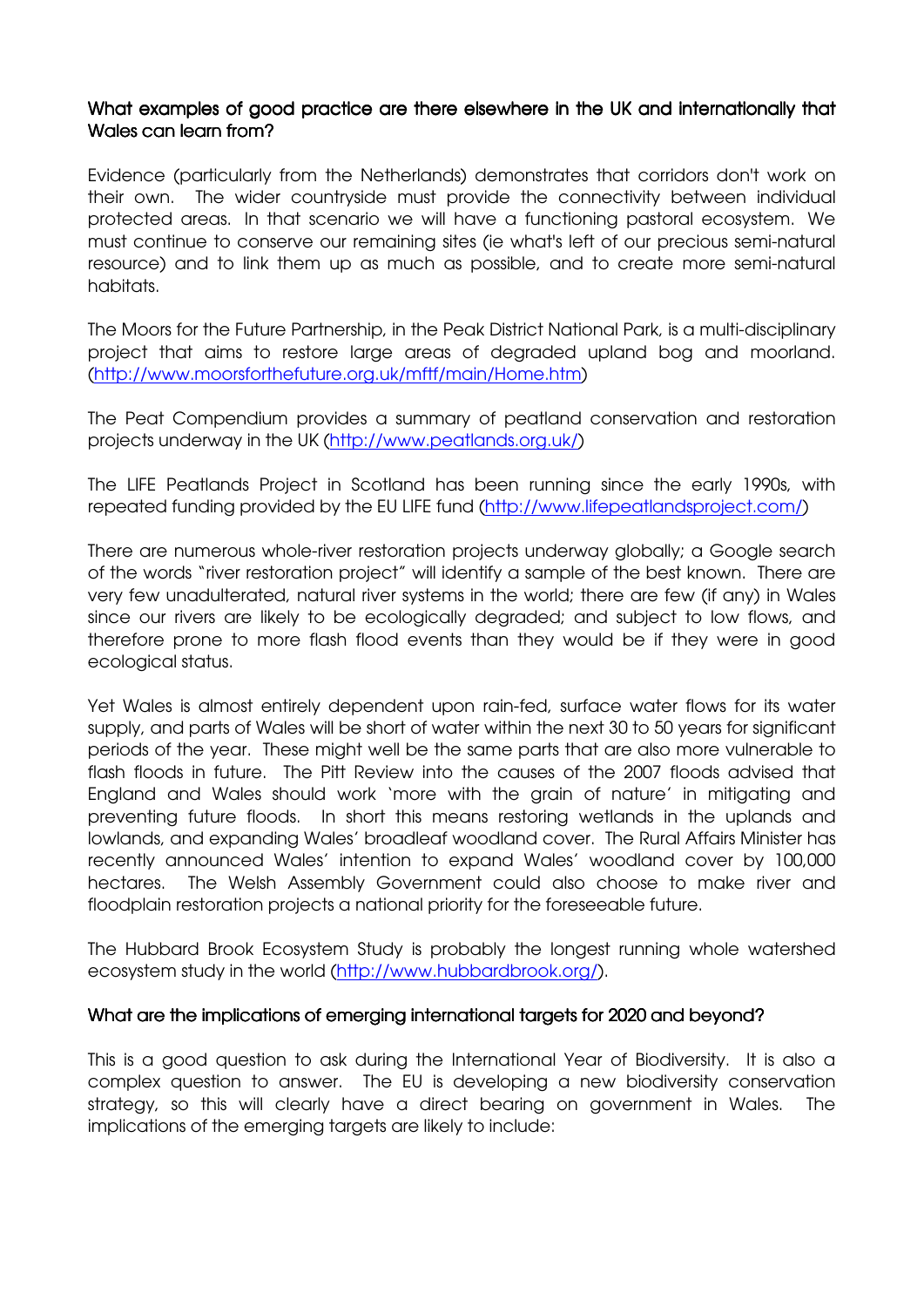### What examples of good practice are there elsewhere in the UK and internationally that Wales can learn from?

Evidence (particularly from the Netherlands) demonstrates that corridors don't work on their own. The wider countryside must provide the connectivity between individual protected areas. In that scenario we will have a functioning pastoral ecosystem. We must continue to conserve our remaining sites (ie what's left of our precious semi-natural resource) and to link them up as much as possible, and to create more semi-natural habitats.

The Moors for the Future Partnership, in the Peak District National Park, is a multi-disciplinary project that aims to restore large areas of degraded upland bog and moorland. (http://www.moorsforthefuture.org.uk/mfff/main/Home.htm)

The Peat Compendium provides a summary of peatland conservation and restoration projects underway in the UK (http://www.peatlands.org.uk/)

The LIFE Peatlands Project in Scotland has been running since the early 1990s, with repeated funding provided by the EU LIFE fund (http://www.lifepeatlandsproject.com/)

There are numerous whole-river restoration projects underway globally; a Google search of the words "river restoration project" will identify a sample of the best known. There are very few unadulterated, natural river systems in the world; there are few (if any) in Wales since our rivers are likely to be ecologically degraded; and subject to low flows, and therefore prone to more flash flood events than they would be if they were in good ecological status.

Yet Wales is almost entirely dependent upon rain-fed, surface water flows for its water supply, and parts of Wales will be short of water within the next 30 to 50 years for significant periods of the year. These might well be the same parts that are also more vulnerable to flash floods in future. The Pitt Review into the causes of the 2007 floods advised that England and Wales should work 'more with the grain of nature' in mitigating and preventing future floods. In short this means restoring wetlands in the uplands and lowlands, and expanding Wales' broadleaf woodland cover. The Rural Affairs Minister has recently announced Wales' intention to expand Wales' woodland cover by 100,000 hectares. The Welsh Assembly Government could also choose to make river and floodplain restoration projects a national priority for the foreseeable future.

The Hubbard Brook Ecosystem Study is probably the longest running whole watershed ecosystem study in the world (http://www.hubbardbrook.org/).

### What are the implications of emerging international targets for 2020 and beyond?

This is a good question to ask during the International Year of Biodiversity. It is also a complex question to answer. The EU is developing a new biodiversity conservation strategy, so this will clearly have a direct bearing on government in Wales. The implications of the emerging targets are likely to include: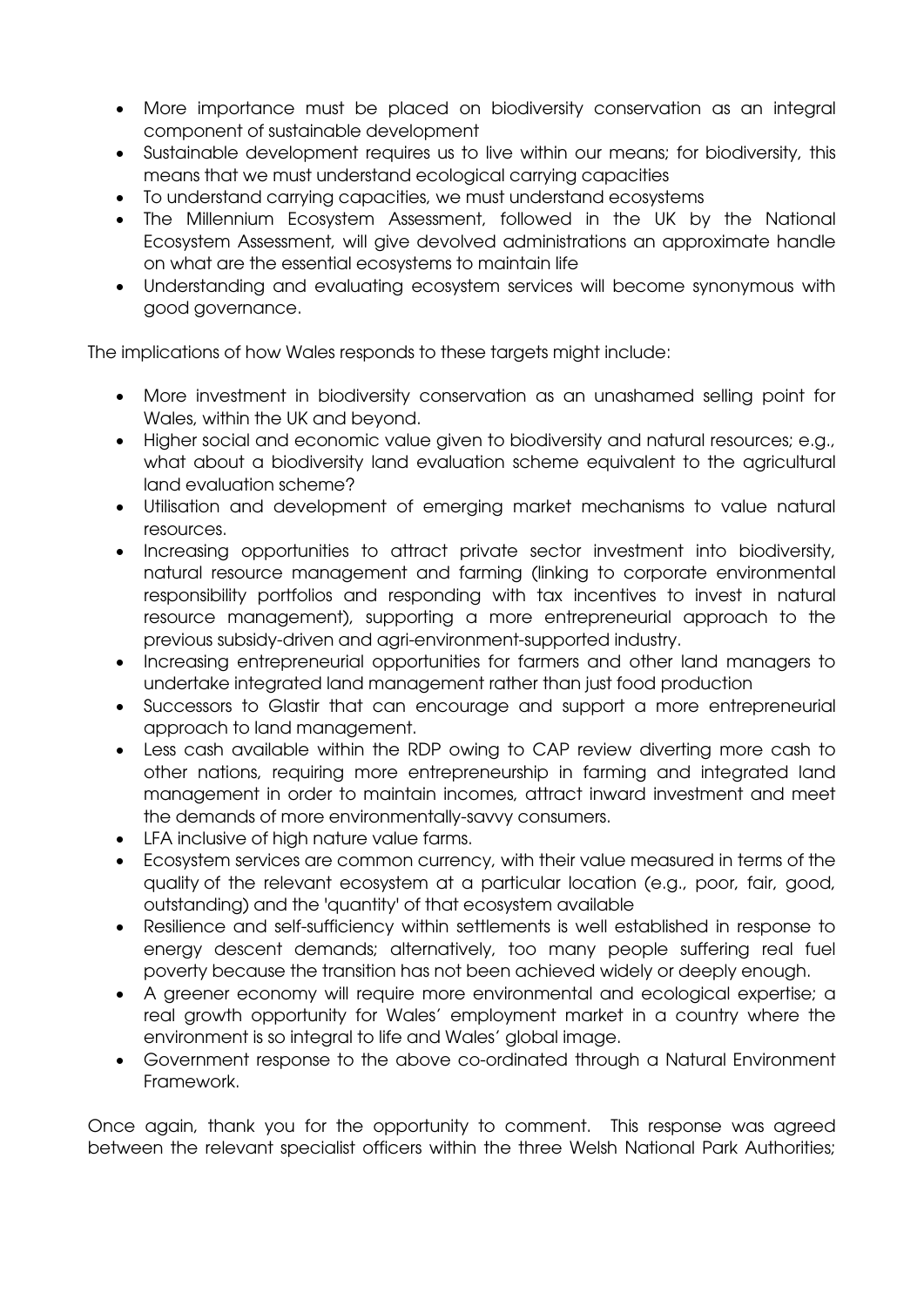- More importance must be placed on biodiversity conservation as an integral component of sustainable development
- Sustainable development requires us to live within our means; for biodiversity, this means that we must understand ecological carrying capacities
- To understand carrying capacities, we must understand ecosystems
- The Millennium Ecosystem Assessment, followed in the UK by the National Ecosystem Assessment, will give devolved administrations an approximate handle on what are the essential ecosystems to maintain life
- Understanding and evaluating ecosystem services will become synonymous with good governance.

The implications of how Wales responds to these targets might include:

- More investment in biodiversity conservation as an unashamed selling point for Wales, within the UK and beyond.
- Higher social and economic value given to biodiversity and natural resources; e.g., what about a biodiversity land evaluation scheme equivalent to the agricultural land evaluation scheme?
- Utilisation and development of emerging market mechanisms to value natural resources.
- Increasing opportunities to attract private sector investment into biodiversity, natural resource management and farming (linking to corporate environmental responsibility portfolios and responding with tax incentives to invest in natural resource management), supporting a more entrepreneurial approach to the previous subsidy-driven and agri-environment-supported industry.
- Increasing entrepreneurial opportunities for farmers and other land managers to undertake integrated land management rather than just food production
- Successors to Glastir that can encourage and support a more entrepreneurial approach to land management.
- Less cash available within the RDP owing to CAP review diverting more cash to other nations, requiring more entrepreneurship in farming and integrated land management in order to maintain incomes, attract inward investment and meet the demands of more environmentally-savvy consumers.
- LFA inclusive of high nature value farms.
- Ecosystem services are common currency, with their value measured in terms of the quality of the relevant ecosystem at a particular location (e.g., poor, fair, good, outstanding) and the 'quantity' of that ecosystem available
- Resilience and self-sufficiency within settlements is well established in response to energy descent demands; alternatively, too many people suffering real fuel poverty because the transition has not been achieved widely or deeply enough.
- A greener economy will require more environmental and ecological expertise; a real growth opportunity for Wales' employment market in a country where the environment is so integral to life and Wales' global image.
- Government response to the above co-ordinated through a Natural Environment Framework.

Once again, thank you for the opportunity to comment. This response was agreed between the relevant specialist officers within the three Welsh National Park Authorities;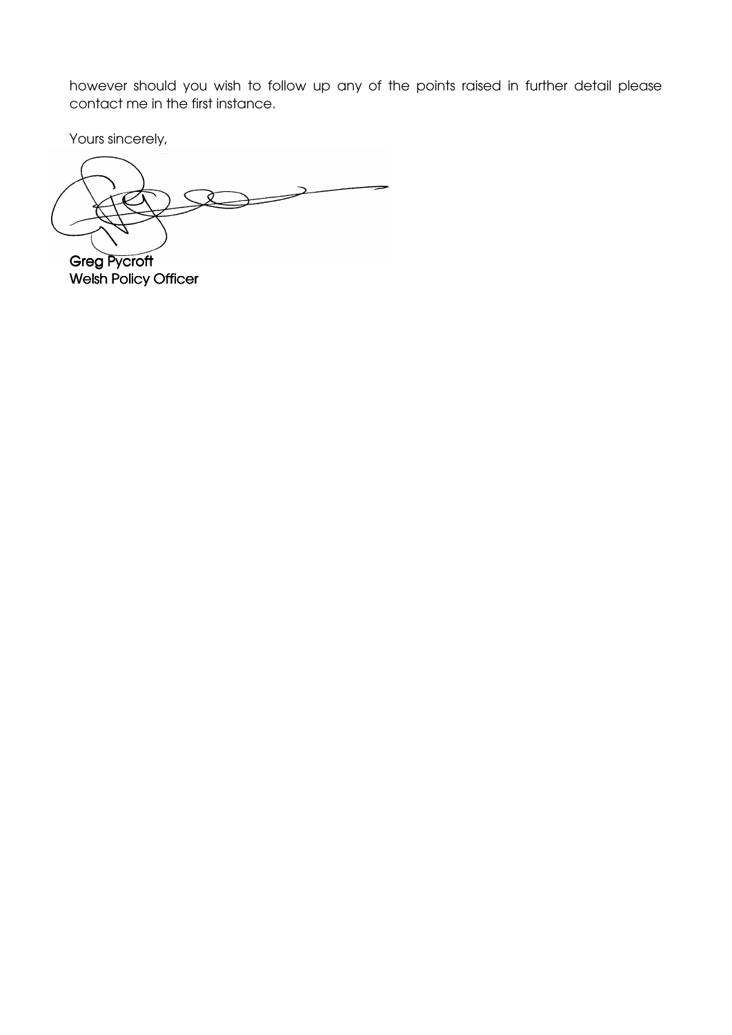however should you wish to follow up any of the points raised in further detail please contact me in the first instance.

Yours sincerely,

**Greg Pycroft**
**Welsh Policy Officer**